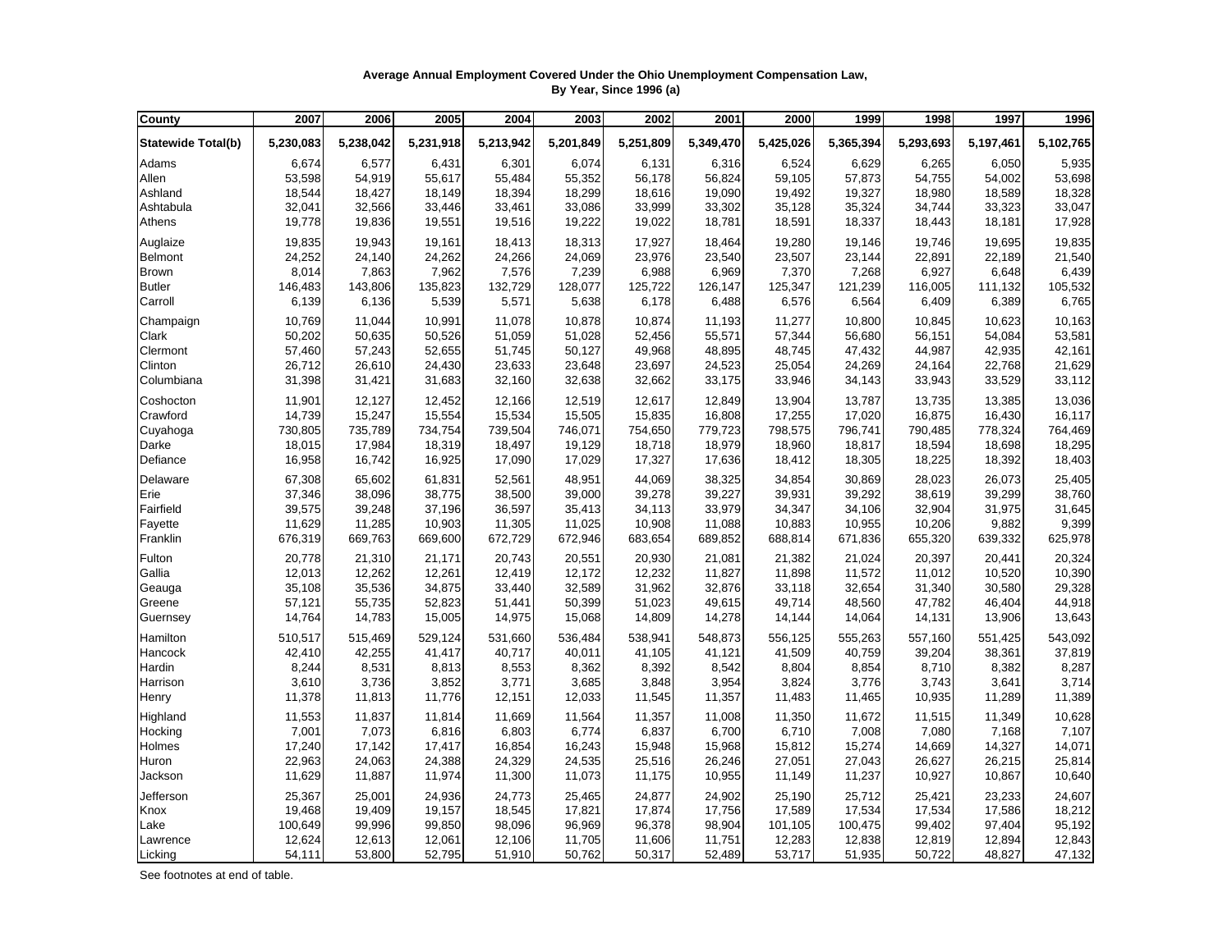**Average Annual Employment Covered Under the Ohio Unemployment Compensation Law, By Year, Since 1996 (a)**

| County | 2007 | 2006 | 2005 | 2004 | 2003 | 2002 | 2001 | 2000 | 1999 | 1998 | 1997 | 1996 |
|---|---|---|---|---|---|---|---|---|---|---|---|---|
| **Statewide Total(b)** | **5,230,083** | **5,238,042** | **5,231,918** | **5,213,942** | **5,201,849** | **5,251,809** | **5,349,470** | **5,425,026** | **5,365,394** | **5,293,693** | **5,197,461** | **5,102,765** |
| Adams | 6,674 | 6,577 | 6,431 | 6,301 | 6,074 | 6,131 | 6,316 | 6,524 | 6,629 | 6,265 | 6,050 | 5,935 |
| Allen | 53,598 | 54,919 | 55,617 | 55,484 | 55,352 | 56,178 | 56,824 | 59,105 | 57,873 | 54,755 | 54,002 | 53,698 |
| Ashland | 18,544 | 18,427 | 18,149 | 18,394 | 18,299 | 18,616 | 19,090 | 19,492 | 19,327 | 18,980 | 18,589 | 18,328 |
| Ashtabula | 32,041 | 32,566 | 33,446 | 33,461 | 33,086 | 33,999 | 33,302 | 35,128 | 35,324 | 34,744 | 33,323 | 33,047 |
| Athens | 19,778 | 19,836 | 19,551 | 19,516 | 19,222 | 19,022 | 18,781 | 18,591 | 18,337 | 18,443 | 18,181 | 17,928 |
| Auglaize | 19,835 | 19,943 | 19,161 | 18,413 | 18,313 | 17,927 | 18,464 | 19,280 | 19,146 | 19,746 | 19,695 | 19,835 |
| Belmont | 24,252 | 24,140 | 24,262 | 24,266 | 24,069 | 23,976 | 23,540 | 23,507 | 23,144 | 22,891 | 22,189 | 21,540 |
| Brown | 8,014 | 7,863 | 7,962 | 7,576 | 7,239 | 6,988 | 6,969 | 7,370 | 7,268 | 6,927 | 6,648 | 6,439 |
| Butler | 146,483 | 143,806 | 135,823 | 132,729 | 128,077 | 125,722 | 126,147 | 125,347 | 121,239 | 116,005 | 111,132 | 105,532 |
| Carroll | 6,139 | 6,136 | 5,539 | 5,571 | 5,638 | 6,178 | 6,488 | 6,576 | 6,564 | 6,409 | 6,389 | 6,765 |
| Champaign | 10,769 | 11,044 | 10,991 | 11,078 | 10,878 | 10,874 | 11,193 | 11,277 | 10,800 | 10,845 | 10,623 | 10,163 |
| Clark | 50,202 | 50,635 | 50,526 | 51,059 | 51,028 | 52,456 | 55,571 | 57,344 | 56,680 | 56,151 | 54,084 | 53,581 |
| Clermont | 57,460 | 57,243 | 52,655 | 51,745 | 50,127 | 49,968 | 48,895 | 48,745 | 47,432 | 44,987 | 42,935 | 42,161 |
| Clinton | 26,712 | 26,610 | 24,430 | 23,633 | 23,648 | 23,697 | 24,523 | 25,054 | 24,269 | 24,164 | 22,768 | 21,629 |
| Columbiana | 31,398 | 31,421 | 31,683 | 32,160 | 32,638 | 32,662 | 33,175 | 33,946 | 34,143 | 33,943 | 33,529 | 33,112 |
| Coshocton | 11,901 | 12,127 | 12,452 | 12,166 | 12,519 | 12,617 | 12,849 | 13,904 | 13,787 | 13,735 | 13,385 | 13,036 |
| Crawford | 14,739 | 15,247 | 15,554 | 15,534 | 15,505 | 15,835 | 16,808 | 17,255 | 17,020 | 16,875 | 16,430 | 16,117 |
| Cuyahoga | 730,805 | 735,789 | 734,754 | 739,504 | 746,071 | 754,650 | 779,723 | 798,575 | 796,741 | 790,485 | 778,324 | 764,469 |
| Darke | 18,015 | 17,984 | 18,319 | 18,497 | 19,129 | 18,718 | 18,979 | 18,960 | 18,817 | 18,594 | 18,698 | 18,295 |
| Defiance | 16,958 | 16,742 | 16,925 | 17,090 | 17,029 | 17,327 | 17,636 | 18,412 | 18,305 | 18,225 | 18,392 | 18,403 |
| Delaware | 67,308 | 65,602 | 61,831 | 52,561 | 48,951 | 44,069 | 38,325 | 34,854 | 30,869 | 28,023 | 26,073 | 25,405 |
| Erie | 37,346 | 38,096 | 38,775 | 38,500 | 39,000 | 39,278 | 39,227 | 39,931 | 39,292 | 38,619 | 39,299 | 38,760 |
| Fairfield | 39,575 | 39,248 | 37,196 | 36,597 | 35,413 | 34,113 | 33,979 | 34,347 | 34,106 | 32,904 | 31,975 | 31,645 |
| Fayette | 11,629 | 11,285 | 10,903 | 11,305 | 11,025 | 10,908 | 11,088 | 10,883 | 10,955 | 10,206 | 9,882 | 9,399 |
| Franklin | 676,319 | 669,763 | 669,600 | 672,729 | 672,946 | 683,654 | 689,852 | 688,814 | 671,836 | 655,320 | 639,332 | 625,978 |
| Fulton | 20,778 | 21,310 | 21,171 | 20,743 | 20,551 | 20,930 | 21,081 | 21,382 | 21,024 | 20,397 | 20,441 | 20,324 |
| Gallia | 12,013 | 12,262 | 12,261 | 12,419 | 12,172 | 12,232 | 11,827 | 11,898 | 11,572 | 11,012 | 10,520 | 10,390 |
| Geauga | 35,108 | 35,536 | 34,875 | 33,440 | 32,589 | 31,962 | 32,876 | 33,118 | 32,654 | 31,340 | 30,580 | 29,328 |
| Greene | 57,121 | 55,735 | 52,823 | 51,441 | 50,399 | 51,023 | 49,615 | 49,714 | 48,560 | 47,782 | 46,404 | 44,918 |
| Guernsey | 14,764 | 14,783 | 15,005 | 14,975 | 15,068 | 14,809 | 14,278 | 14,144 | 14,064 | 14,131 | 13,906 | 13,643 |
| Hamilton | 510,517 | 515,469 | 529,124 | 531,660 | 536,484 | 538,941 | 548,873 | 556,125 | 555,263 | 557,160 | 551,425 | 543,092 |
| Hancock | 42,410 | 42,255 | 41,417 | 40,717 | 40,011 | 41,105 | 41,121 | 41,509 | 40,759 | 39,204 | 38,361 | 37,819 |
| Hardin | 8,244 | 8,531 | 8,813 | 8,553 | 8,362 | 8,392 | 8,542 | 8,804 | 8,854 | 8,710 | 8,382 | 8,287 |
| Harrison | 3,610 | 3,736 | 3,852 | 3,771 | 3,685 | 3,848 | 3,954 | 3,824 | 3,776 | 3,743 | 3,641 | 3,714 |
| Henry | 11,378 | 11,813 | 11,776 | 12,151 | 12,033 | 11,545 | 11,357 | 11,483 | 11,465 | 10,935 | 11,289 | 11,389 |
| Highland | 11,553 | 11,837 | 11,814 | 11,669 | 11,564 | 11,357 | 11,008 | 11,350 | 11,672 | 11,515 | 11,349 | 10,628 |
| Hocking | 7,001 | 7,073 | 6,816 | 6,803 | 6,774 | 6,837 | 6,700 | 6,710 | 7,008 | 7,080 | 7,168 | 7,107 |
| Holmes | 17,240 | 17,142 | 17,417 | 16,854 | 16,243 | 15,948 | 15,968 | 15,812 | 15,274 | 14,669 | 14,327 | 14,071 |
| Huron | 22,963 | 24,063 | 24,388 | 24,329 | 24,535 | 25,516 | 26,246 | 27,051 | 27,043 | 26,627 | 26,215 | 25,814 |
| Jackson | 11,629 | 11,887 | 11,974 | 11,300 | 11,073 | 11,175 | 10,955 | 11,149 | 11,237 | 10,927 | 10,867 | 10,640 |
| Jefferson | 25,367 | 25,001 | 24,936 | 24,773 | 25,465 | 24,877 | 24,902 | 25,190 | 25,712 | 25,421 | 23,233 | 24,607 |
| Knox | 19,468 | 19,409 | 19,157 | 18,545 | 17,821 | 17,874 | 17,756 | 17,589 | 17,534 | 17,534 | 17,586 | 18,212 |
| Lake | 100,649 | 99,996 | 99,850 | 98,096 | 96,969 | 96,378 | 98,904 | 101,105 | 100,475 | 99,402 | 97,404 | 95,192 |
| Lawrence | 12,624 | 12,613 | 12,061 | 12,106 | 11,705 | 11,606 | 11,751 | 12,283 | 12,838 | 12,819 | 12,894 | 12,843 |
| Licking | 54,111 | 53,800 | 52,795 | 51,910 | 50,762 | 50,317 | 52,489 | 53,717 | 51,935 | 50,722 | 48,827 | 47,132 |

See footnotes at end of table.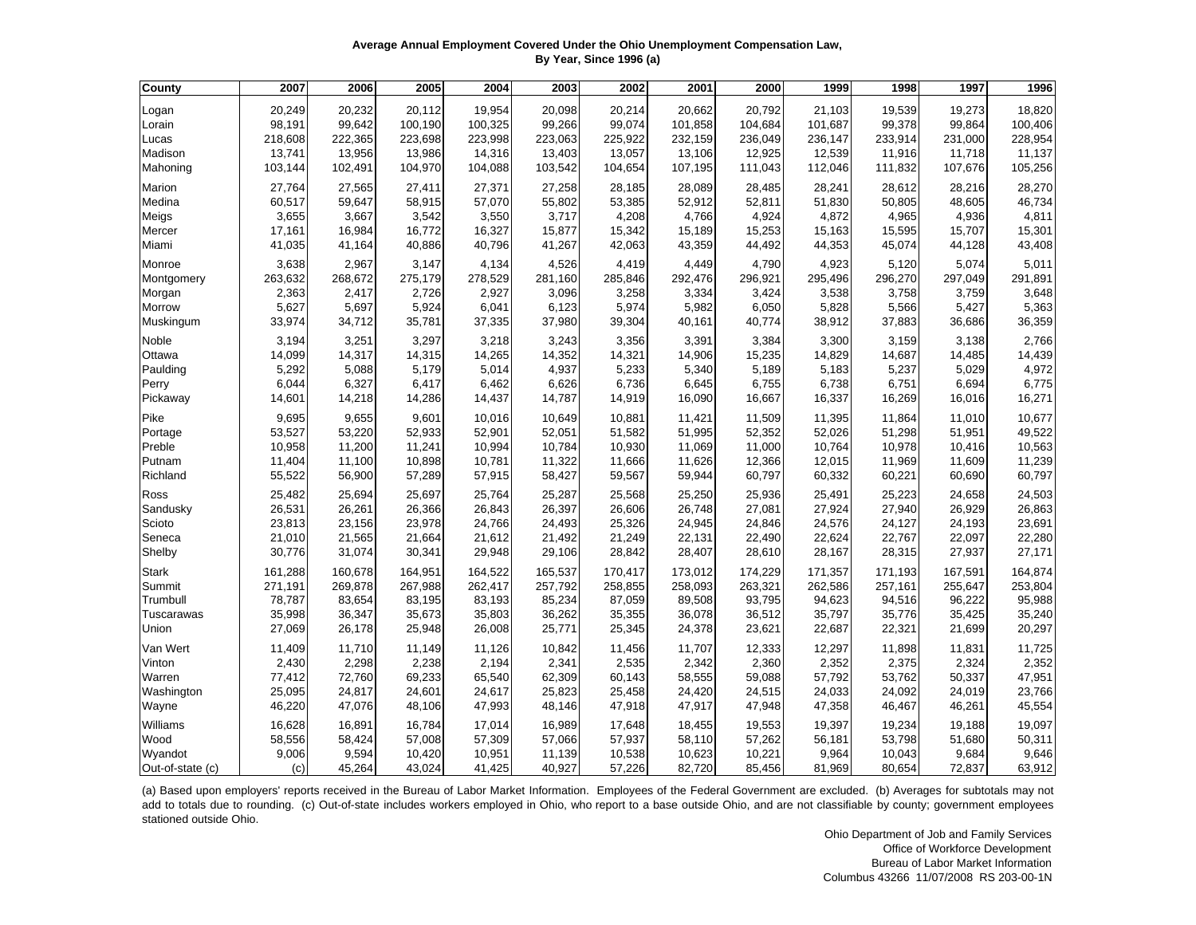**Average Annual Employment Covered Under the Ohio Unemployment Compensation Law, By Year, Since 1996 (a)**

| County | 2007 | 2006 | 2005 | 2004 | 2003 | 2002 | 2001 | 2000 | 1999 | 1998 | 1997 | 1996 |
|---|---|---|---|---|---|---|---|---|---|---|---|---|
| Logan | 20,249 | 20,232 | 20,112 | 19,954 | 20,098 | 20,214 | 20,662 | 20,792 | 21,103 | 19,539 | 19,273 | 18,820 |
| Lorain | 98,191 | 99,642 | 100,190 | 100,325 | 99,266 | 99,074 | 101,858 | 104,684 | 101,687 | 99,378 | 99,864 | 100,406 |
| Lucas | 218,608 | 222,365 | 223,698 | 223,998 | 223,063 | 225,922 | 232,159 | 236,049 | 236,147 | 233,914 | 231,000 | 228,954 |
| Madison | 13,741 | 13,956 | 13,986 | 14,316 | 13,403 | 13,057 | 13,106 | 12,925 | 12,539 | 11,916 | 11,718 | 11,137 |
| Mahoning | 103,144 | 102,491 | 104,970 | 104,088 | 103,542 | 104,654 | 107,195 | 111,043 | 112,046 | 111,832 | 107,676 | 105,256 |
| Marion | 27,764 | 27,565 | 27,411 | 27,371 | 27,258 | 28,185 | 28,089 | 28,485 | 28,241 | 28,612 | 28,216 | 28,270 |
| Medina | 60,517 | 59,647 | 58,915 | 57,070 | 55,802 | 53,385 | 52,912 | 52,811 | 51,830 | 50,805 | 48,605 | 46,734 |
| Meigs | 3,655 | 3,667 | 3,542 | 3,550 | 3,717 | 4,208 | 4,766 | 4,924 | 4,872 | 4,965 | 4,936 | 4,811 |
| Mercer | 17,161 | 16,984 | 16,772 | 16,327 | 15,877 | 15,342 | 15,189 | 15,253 | 15,163 | 15,595 | 15,707 | 15,301 |
| Miami | 41,035 | 41,164 | 40,886 | 40,796 | 41,267 | 42,063 | 43,359 | 44,492 | 44,353 | 45,074 | 44,128 | 43,408 |
| Monroe | 3,638 | 2,967 | 3,147 | 4,134 | 4,526 | 4,419 | 4,449 | 4,790 | 4,923 | 5,120 | 5,074 | 5,011 |
| Montgomery | 263,632 | 268,672 | 275,179 | 278,529 | 281,160 | 285,846 | 292,476 | 296,921 | 295,496 | 296,270 | 297,049 | 291,891 |
| Morgan | 2,363 | 2,417 | 2,726 | 2,927 | 3,096 | 3,258 | 3,334 | 3,424 | 3,538 | 3,758 | 3,759 | 3,648 |
| Morrow | 5,627 | 5,697 | 5,924 | 6,041 | 6,123 | 5,974 | 5,982 | 6,050 | 5,828 | 5,566 | 5,427 | 5,363 |
| Muskingum | 33,974 | 34,712 | 35,781 | 37,335 | 37,980 | 39,304 | 40,161 | 40,774 | 38,912 | 37,883 | 36,686 | 36,359 |
| Noble | 3,194 | 3,251 | 3,297 | 3,218 | 3,243 | 3,356 | 3,391 | 3,384 | 3,300 | 3,159 | 3,138 | 2,766 |
| Ottawa | 14,099 | 14,317 | 14,315 | 14,265 | 14,352 | 14,321 | 14,906 | 15,235 | 14,829 | 14,687 | 14,485 | 14,439 |
| Paulding | 5,292 | 5,088 | 5,179 | 5,014 | 4,937 | 5,233 | 5,340 | 5,189 | 5,183 | 5,237 | 5,029 | 4,972 |
| Perry | 6,044 | 6,327 | 6,417 | 6,462 | 6,626 | 6,736 | 6,645 | 6,755 | 6,738 | 6,751 | 6,694 | 6,775 |
| Pickaway | 14,601 | 14,218 | 14,286 | 14,437 | 14,787 | 14,919 | 16,090 | 16,667 | 16,337 | 16,269 | 16,016 | 16,271 |
| Pike | 9,695 | 9,655 | 9,601 | 10,016 | 10,649 | 10,881 | 11,421 | 11,509 | 11,395 | 11,864 | 11,010 | 10,677 |
| Portage | 53,527 | 53,220 | 52,933 | 52,901 | 52,051 | 51,582 | 51,995 | 52,352 | 52,026 | 51,298 | 51,951 | 49,522 |
| Preble | 10,958 | 11,200 | 11,241 | 10,994 | 10,784 | 10,930 | 11,069 | 11,000 | 10,764 | 10,978 | 10,416 | 10,563 |
| Putnam | 11,404 | 11,100 | 10,898 | 10,781 | 11,322 | 11,666 | 11,626 | 12,366 | 12,015 | 11,969 | 11,609 | 11,239 |
| Richland | 55,522 | 56,900 | 57,289 | 57,915 | 58,427 | 59,567 | 59,944 | 60,797 | 60,332 | 60,221 | 60,690 | 60,797 |
| Ross | 25,482 | 25,694 | 25,697 | 25,764 | 25,287 | 25,568 | 25,250 | 25,936 | 25,491 | 25,223 | 24,658 | 24,503 |
| Sandusky | 26,531 | 26,261 | 26,366 | 26,843 | 26,397 | 26,606 | 26,748 | 27,081 | 27,924 | 27,940 | 26,929 | 26,863 |
| Scioto | 23,813 | 23,156 | 23,978 | 24,766 | 24,493 | 25,326 | 24,945 | 24,846 | 24,576 | 24,127 | 24,193 | 23,691 |
| Seneca | 21,010 | 21,565 | 21,664 | 21,612 | 21,492 | 21,249 | 22,131 | 22,490 | 22,624 | 22,767 | 22,097 | 22,280 |
| Shelby | 30,776 | 31,074 | 30,341 | 29,948 | 29,106 | 28,842 | 28,407 | 28,610 | 28,167 | 28,315 | 27,937 | 27,171 |
| Stark | 161,288 | 160,678 | 164,951 | 164,522 | 165,537 | 170,417 | 173,012 | 174,229 | 171,357 | 171,193 | 167,591 | 164,874 |
| Summit | 271,191 | 269,878 | 267,988 | 262,417 | 257,792 | 258,855 | 258,093 | 263,321 | 262,586 | 257,161 | 255,647 | 253,804 |
| Trumbull | 78,787 | 83,654 | 83,195 | 83,193 | 85,234 | 87,059 | 89,508 | 93,795 | 94,623 | 94,516 | 96,222 | 95,988 |
| Tuscarawas | 35,998 | 36,347 | 35,673 | 35,803 | 36,262 | 35,355 | 36,078 | 36,512 | 35,797 | 35,776 | 35,425 | 35,240 |
| Union | 27,069 | 26,178 | 25,948 | 26,008 | 25,771 | 25,345 | 24,378 | 23,621 | 22,687 | 22,321 | 21,699 | 20,297 |
| Van Wert | 11,409 | 11,710 | 11,149 | 11,126 | 10,842 | 11,456 | 11,707 | 12,333 | 12,297 | 11,898 | 11,831 | 11,725 |
| Vinton | 2,430 | 2,298 | 2,238 | 2,194 | 2,341 | 2,535 | 2,342 | 2,360 | 2,352 | 2,375 | 2,324 | 2,352 |
| Warren | 77,412 | 72,760 | 69,233 | 65,540 | 62,309 | 60,143 | 58,555 | 59,088 | 57,792 | 53,762 | 50,337 | 47,951 |
| Washington | 25,095 | 24,817 | 24,601 | 24,617 | 25,823 | 25,458 | 24,420 | 24,515 | 24,033 | 24,092 | 24,019 | 23,766 |
| Wayne | 46,220 | 47,076 | 48,106 | 47,993 | 48,146 | 47,918 | 47,917 | 47,948 | 47,358 | 46,467 | 46,261 | 45,554 |
| Williams | 16,628 | 16,891 | 16,784 | 17,014 | 16,989 | 17,648 | 18,455 | 19,553 | 19,397 | 19,234 | 19,188 | 19,097 |
| Wood | 58,556 | 58,424 | 57,008 | 57,309 | 57,066 | 57,937 | 58,110 | 57,262 | 56,181 | 53,798 | 51,680 | 50,311 |
| Wyandot | 9,006 | 9,594 | 10,420 | 10,951 | 11,139 | 10,538 | 10,623 | 10,221 | 9,964 | 10,043 | 9,684 | 9,646 |
| Out-of-state (c) | (c) | 45,264 | 43,024 | 41,425 | 40,927 | 57,226 | 82,720 | 85,456 | 81,969 | 80,654 | 72,837 | 63,912 |

(a) Based upon employers' reports received in the Bureau of Labor Market Information. Employees of the Federal Government are excluded. (b) Averages for subtotals may not add to totals due to rounding. (c) Out-of-state includes workers employed in Ohio, who report to a base outside Ohio, and are not classifiable by county; government employees stationed outside Ohio.

Ohio Department of Job and Family Services
Office of Workforce Development
Bureau of Labor Market Information
Columbus 43266 11/07/2008 RS 203-00-1N